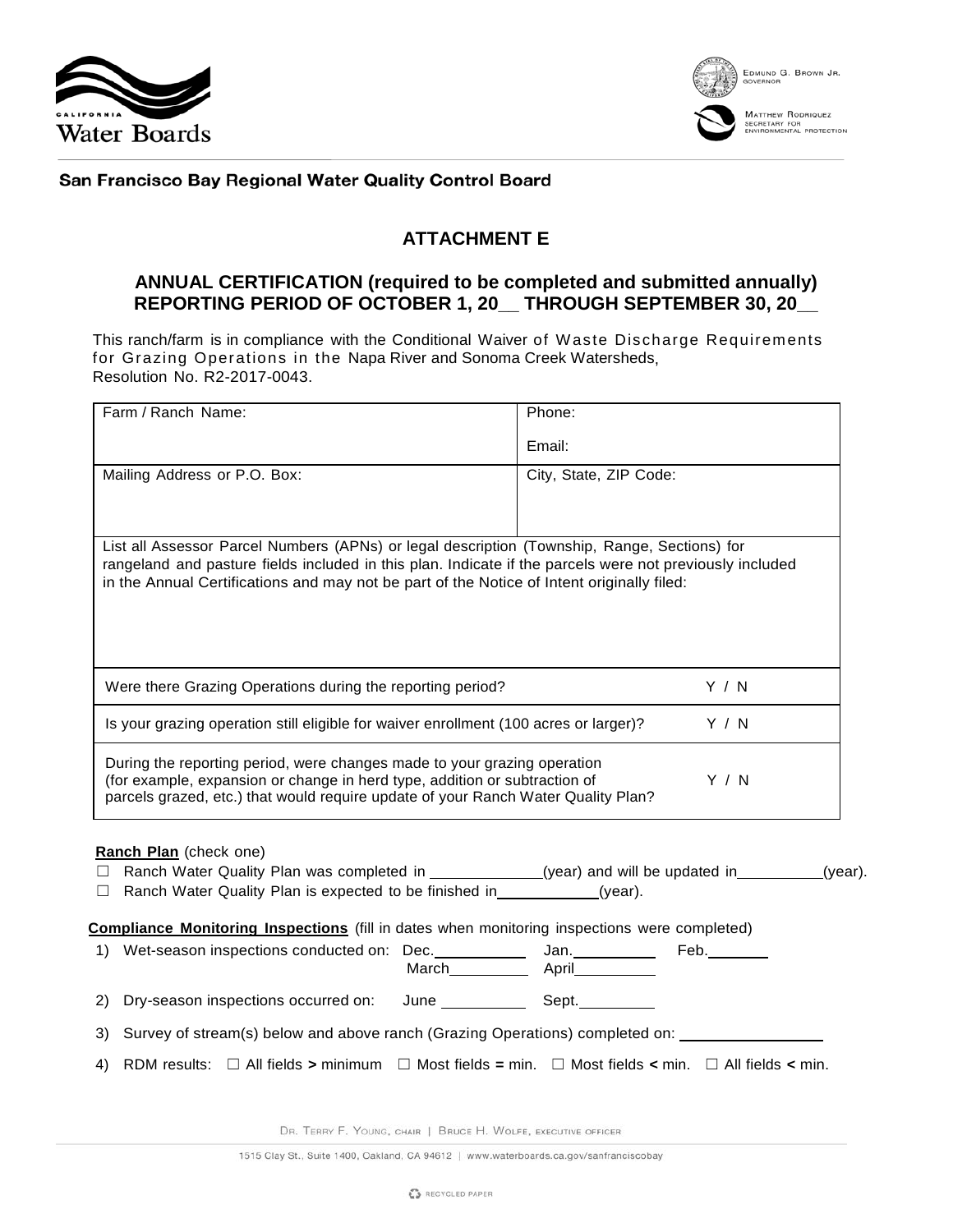San Francisco Bay Regional Water Quality Control Board

## ATTACHMENT E

### ANNUAL CERTIFICATION (required to be completed and submitted annually)
### REPORTING PERIOD OF OCTOBER 1, 20__ THROUGH SEPTEMBER 30, 20__

This ranch/farm is in compliance with the Conditional Waiver of Waste Discharge Requirements for Grazing Operations in the Napa River and Sonoma Creek Watersheds, Resolution No. R2-2017-0043.

| Farm / Ranch Name: | Phone:<br><br>Email: |
|---|---|
| Mailing Address or P.O. Box: | City, State, ZIP Code: |
| List all Assessor Parcel Numbers (APNs) or legal description (Township, Range, Sections) for rangeland and pasture fields included in this plan. Indicate if the parcels were not previously included in the Annual Certifications and may not be part of the Notice of Intent originally filed: | |
| Were there Grazing Operations during the reporting period? | Y / N |
| Is your grazing operation still eligible for waiver enrollment (100 acres or larger)? | Y / N |
| During the reporting period, were changes made to your grazing operation (for example, expansion or change in herd type, addition or subtraction of parcels grazed, etc.) that would require update of your Ranch Water Quality Plan? | Y / N |

**Ranch Plan** (check one)

☐ Ranch Water Quality Plan was completed in ____________(year) and will be updated in__________(year).

☐ Ranch Water Quality Plan is expected to be finished in___________(year).

**Compliance Monitoring Inspections** (fill in dates when monitoring inspections were completed)

1) Wet-season inspections conducted on: Dec.__________ Jan.__________ Feb.________ March__________ April__________

2) Dry-season inspections occurred on: June __________ Sept.__________

3) Survey of stream(s) below and above ranch (Grazing Operations) completed on: ________________

4) RDM results: ☐ All fields **>** minimum ☐ Most fields **=** min. ☐ Most fields **<** min. ☐ All fields **<** min.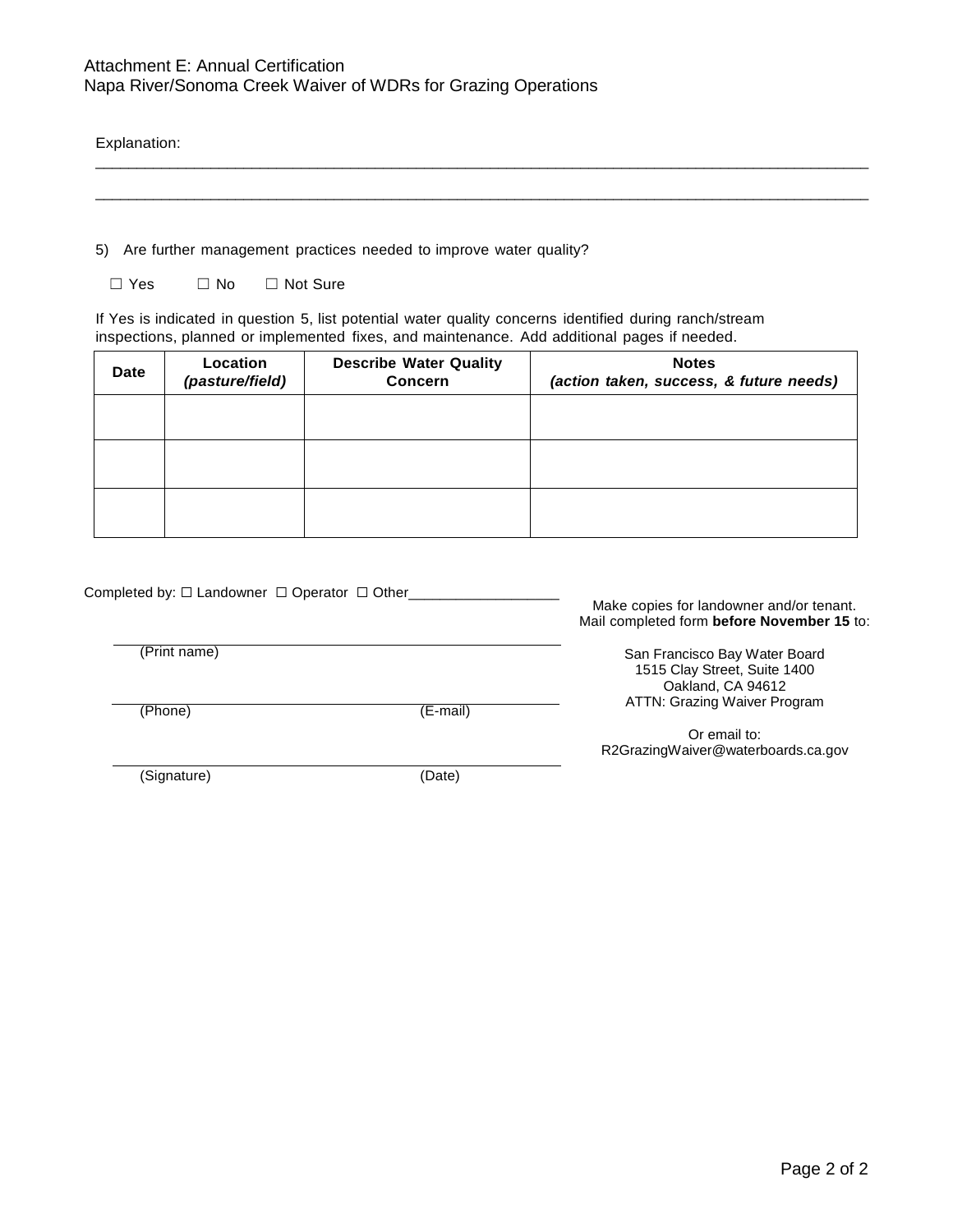Attachment E: Annual Certification
Napa River/Sonoma Creek Waiver of WDRs for Grazing Operations

Explanation:

______________________________________________________________________________________

______________________________________________________________________________________

5) Are further management practices needed to improve water quality?

☐ Yes ☐ No ☐ Not Sure

If Yes is indicated in question 5, list potential water quality concerns identified during ranch/stream inspections, planned or implemented fixes, and maintenance. Add additional pages if needed.

| **Date** | **Location** ***(pasture/field)*** | **Describe Water Quality Concern** | **Notes** ***(action taken, success, & future needs)*** |
|---|---|---|---|
| | | | |
| | | | |
| | | | |

Completed by: ☐ Landowner ☐ Operator ☐ Other___________________

______________________________________________
(Print name)

______________________________________________
(Phone) (E-mail)

______________________________________________
(Signature) (Date)

Make copies for landowner and/or tenant.
Mail completed form **before November 15** to:

San Francisco Bay Water Board
1515 Clay Street, Suite 1400
Oakland, CA 94612
ATTN: Grazing Waiver Program

Or email to:
R2GrazingWaiver@waterboards.ca.gov